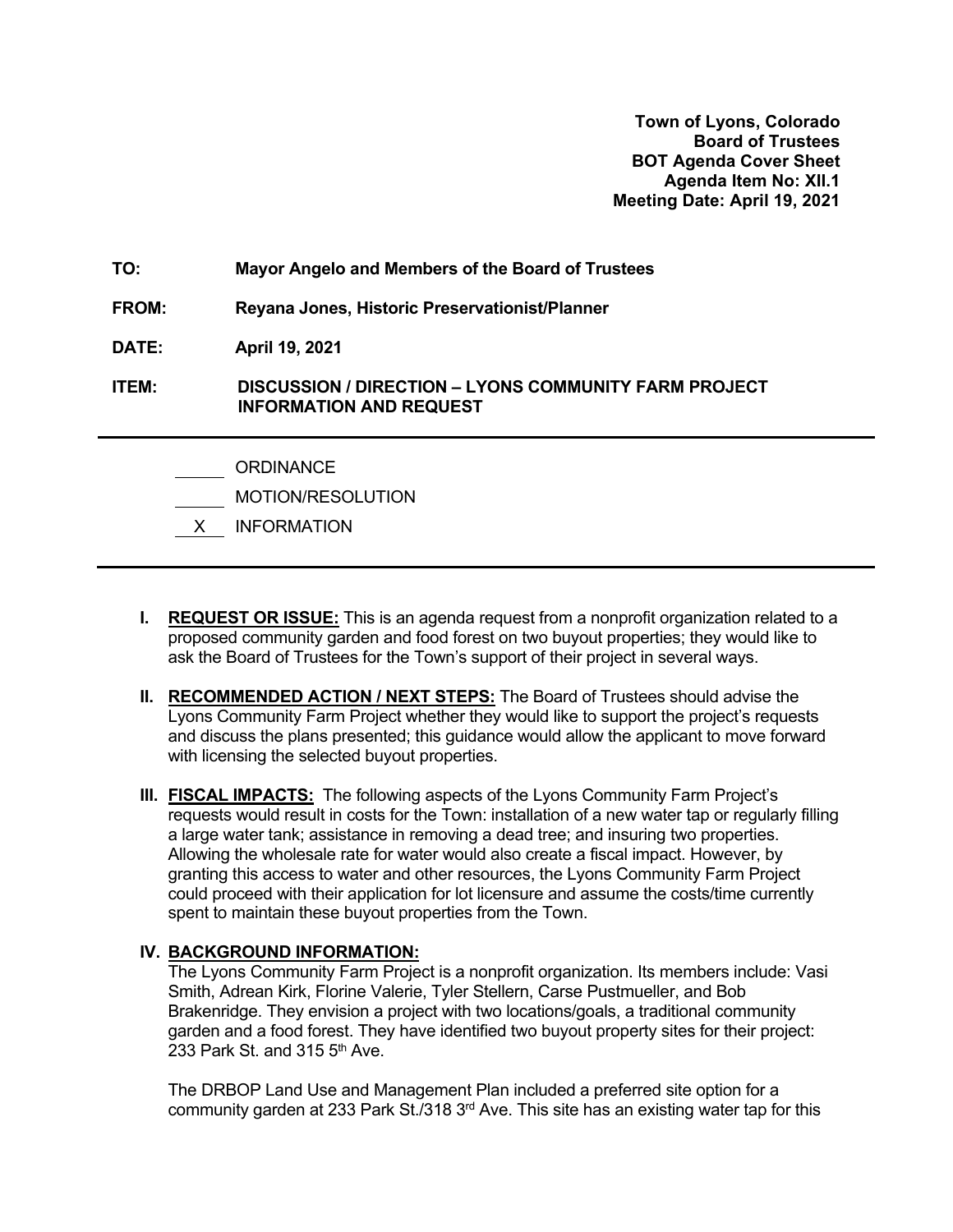**Town of Lyons, Colorado**
**Board of Trustees**
**BOT Agenda Cover Sheet**
**Agenda Item No: XII.1**
**Meeting Date: April 19, 2021**

**TO:** **Mayor Angelo and Members of the Board of Trustees**

**FROM:** **Reyana Jones, Historic Preservationist/Planner**

**DATE:** **April 19, 2021**

**ITEM:** **DISCUSSION / DIRECTION – LYONS COMMUNITY FARM PROJECT INFORMATION AND REQUEST**

\_\_\_\_\_ ORDINANCE

\_\_\_\_\_ MOTION/RESOLUTION

\_\_X\_\_ INFORMATION

---

**I. REQUEST OR ISSUE:** This is an agenda request from a nonprofit organization related to a proposed community garden and food forest on two buyout properties; they would like to ask the Board of Trustees for the Town's support of their project in several ways.

**II. RECOMMENDED ACTION / NEXT STEPS:** The Board of Trustees should advise the Lyons Community Farm Project whether they would like to support the project's requests and discuss the plans presented; this guidance would allow the applicant to move forward with licensing the selected buyout properties.

**III. FISCAL IMPACTS:** The following aspects of the Lyons Community Farm Project's requests would result in costs for the Town: installation of a new water tap or regularly filling a large water tank; assistance in removing a dead tree; and insuring two properties. Allowing the wholesale rate for water would also create a fiscal impact. However, by granting this access to water and other resources, the Lyons Community Farm Project could proceed with their application for lot licensure and assume the costs/time currently spent to maintain these buyout properties from the Town.

**IV. BACKGROUND INFORMATION:**

The Lyons Community Farm Project is a nonprofit organization. Its members include: Vasi Smith, Adrean Kirk, Florine Valerie, Tyler Stellern, Carse Pustmueller, and Bob Brakenridge. They envision a project with two locations/goals, a traditional community garden and a food forest. They have identified two buyout property sites for their project: 233 Park St. and 315 5th Ave.

The DRBOP Land Use and Management Plan included a preferred site option for a community garden at 233 Park St./318 3rd Ave. This site has an existing water tap for this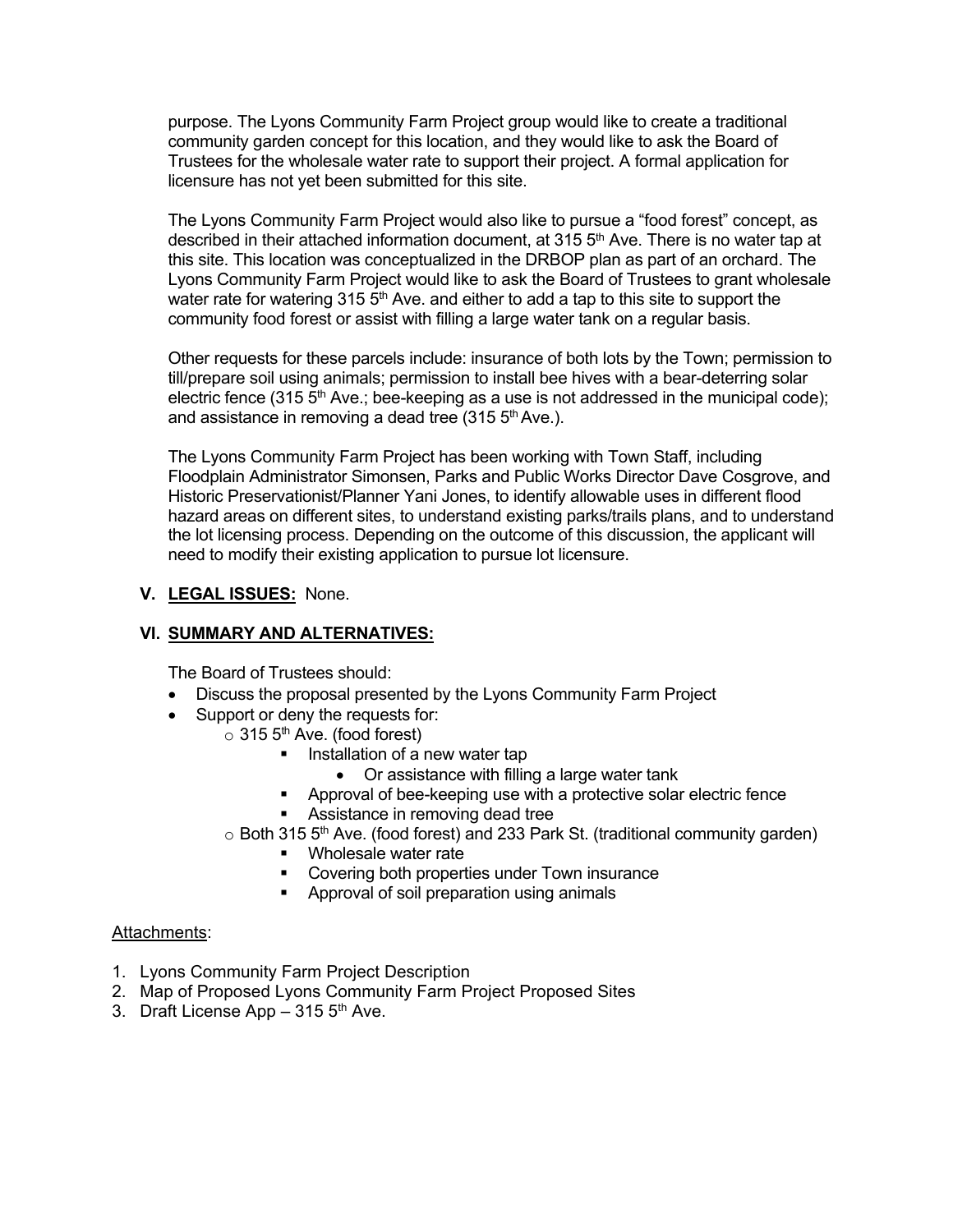purpose. The Lyons Community Farm Project group would like to create a traditional community garden concept for this location, and they would like to ask the Board of Trustees for the wholesale water rate to support their project. A formal application for licensure has not yet been submitted for this site.

The Lyons Community Farm Project would also like to pursue a "food forest" concept, as described in their attached information document, at 315 5th Ave. There is no water tap at this site. This location was conceptualized in the DRBOP plan as part of an orchard. The Lyons Community Farm Project would like to ask the Board of Trustees to grant wholesale water rate for watering 315 5th Ave. and either to add a tap to this site to support the community food forest or assist with filling a large water tank on a regular basis.

Other requests for these parcels include: insurance of both lots by the Town; permission to till/prepare soil using animals; permission to install bee hives with a bear-deterring solar electric fence (315 5th Ave.; bee-keeping as a use is not addressed in the municipal code); and assistance in removing a dead tree (315 5th Ave.).

The Lyons Community Farm Project has been working with Town Staff, including Floodplain Administrator Simonsen, Parks and Public Works Director Dave Cosgrove, and Historic Preservationist/Planner Yani Jones, to identify allowable uses in different flood hazard areas on different sites, to understand existing parks/trails plans, and to understand the lot licensing process. Depending on the outcome of this discussion, the applicant will need to modify their existing application to pursue lot licensure.

## V. <u>LEGAL ISSUES:</u> None.

## VI. <u>SUMMARY AND ALTERNATIVES:</u>

The Board of Trustees should:

- Discuss the proposal presented by the Lyons Community Farm Project
- Support or deny the requests for:
  - 315 5th Ave. (food forest)
    - Installation of a new water tap
      - Or assistance with filling a large water tank
    - Approval of bee-keeping use with a protective solar electric fence
    - Assistance in removing dead tree
  - Both 315 5th Ave. (food forest) and 233 Park St. (traditional community garden)
    - Wholesale water rate
    - Covering both properties under Town insurance
    - Approval of soil preparation using animals

<u>Attachments</u>:

1. Lyons Community Farm Project Description
2. Map of Proposed Lyons Community Farm Project Proposed Sites
3. Draft License App – 315 5th Ave.